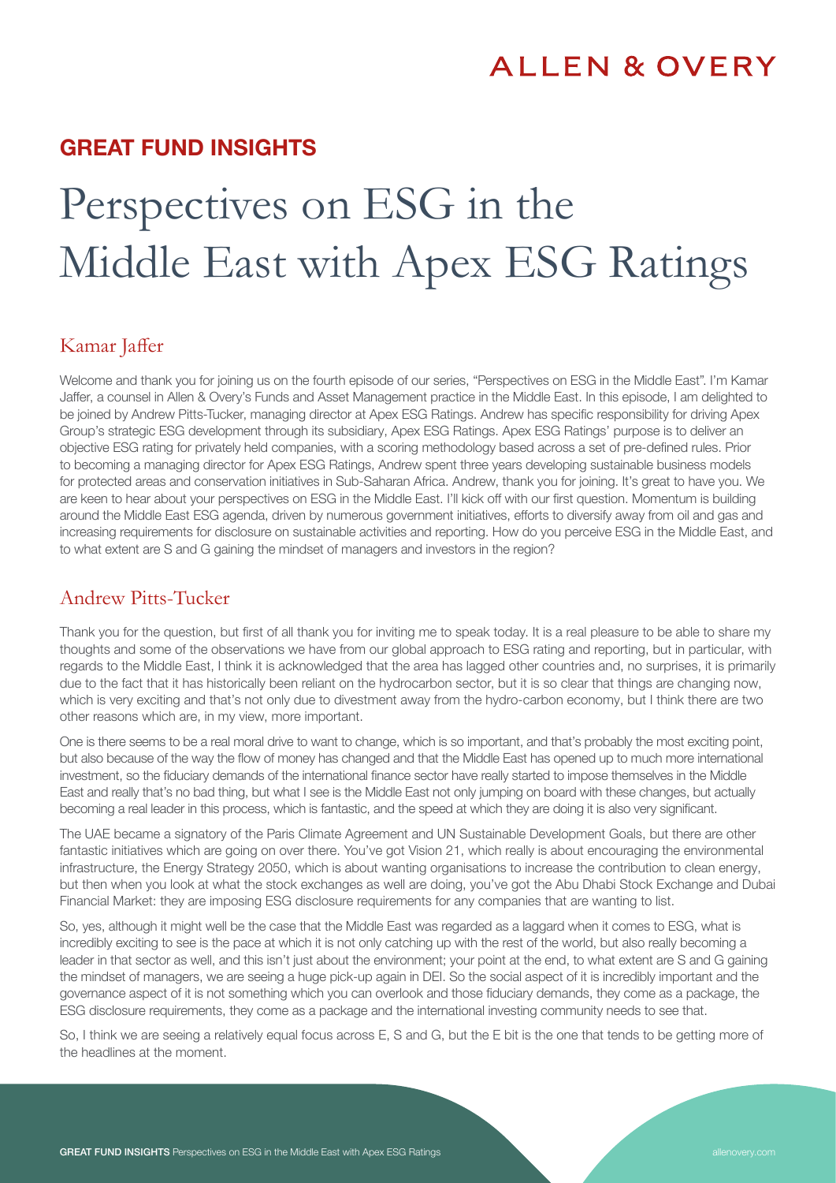ALLEN & OVERY

## GREAT FUND INSIGHTS

# Perspectives on ESG in the Middle East with Apex ESG Ratings

## Kamar Jaffer

Welcome and thank you for joining us on the fourth episode of our series, "Perspectives on ESG in the Middle East". I'm Kamar Jaffer, a counsel in Allen & Overy's Funds and Asset Management practice in the Middle East. In this episode, I am delighted to be joined by Andrew Pitts-Tucker, managing director at Apex ESG Ratings. Andrew has specific responsibility for driving Apex Group's strategic ESG development through its subsidiary, Apex ESG Ratings. Apex ESG Ratings' purpose is to deliver an objective ESG rating for privately held companies, with a scoring methodology based across a set of pre-defined rules. Prior to becoming a managing director for Apex ESG Ratings, Andrew spent three years developing sustainable business models for protected areas and conservation initiatives in Sub-Saharan Africa. Andrew, thank you for joining. It's great to have you. We are keen to hear about your perspectives on ESG in the Middle East. I'll kick off with our first question. Momentum is building around the Middle East ESG agenda, driven by numerous government initiatives, efforts to diversify away from oil and gas and increasing requirements for disclosure on sustainable activities and reporting. How do you perceive ESG in the Middle East, and to what extent are S and G gaining the mindset of managers and investors in the region?

## Andrew Pitts-Tucker

Thank you for the question, but first of all thank you for inviting me to speak today. It is a real pleasure to be able to share my thoughts and some of the observations we have from our global approach to ESG rating and reporting, but in particular, with regards to the Middle East, I think it is acknowledged that the area has lagged other countries and, no surprises, it is primarily due to the fact that it has historically been reliant on the hydrocarbon sector, but it is so clear that things are changing now, which is very exciting and that's not only due to divestment away from the hydro-carbon economy, but I think there are two other reasons which are, in my view, more important.

One is there seems to be a real moral drive to want to change, which is so important, and that's probably the most exciting point, but also because of the way the flow of money has changed and that the Middle East has opened up to much more international investment, so the fiduciary demands of the international finance sector have really started to impose themselves in the Middle East and really that's no bad thing, but what I see is the Middle East not only jumping on board with these changes, but actually becoming a real leader in this process, which is fantastic, and the speed at which they are doing it is also very significant.

The UAE became a signatory of the Paris Climate Agreement and UN Sustainable Development Goals, but there are other fantastic initiatives which are going on over there. You've got Vision 21, which really is about encouraging the environmental infrastructure, the Energy Strategy 2050, which is about wanting organisations to increase the contribution to clean energy, but then when you look at what the stock exchanges as well are doing, you've got the Abu Dhabi Stock Exchange and Dubai Financial Market: they are imposing ESG disclosure requirements for any companies that are wanting to list.

So, yes, although it might well be the case that the Middle East was regarded as a laggard when it comes to ESG, what is incredibly exciting to see is the pace at which it is not only catching up with the rest of the world, but also really becoming a leader in that sector as well, and this isn't just about the environment; your point at the end, to what extent are S and G gaining the mindset of managers, we are seeing a huge pick-up again in DEI. So the social aspect of it is incredibly important and the governance aspect of it is not something which you can overlook and those fiduciary demands, they come as a package, the ESG disclosure requirements, they come as a package and the international investing community needs to see that.

So, I think we are seeing a relatively equal focus across E, S and G, but the E bit is the one that tends to be getting more of the headlines at the moment.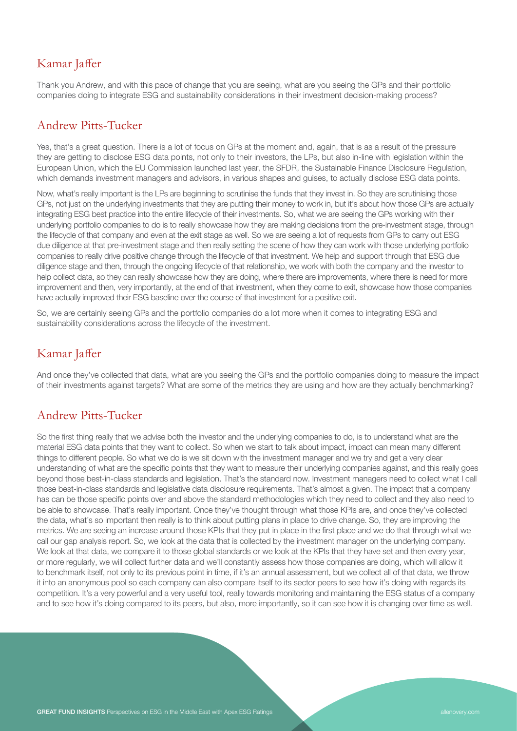## Kamar Jaffer

Thank you Andrew, and with this pace of change that you are seeing, what are you seeing the GPs and their portfolio companies doing to integrate ESG and sustainability considerations in their investment decision-making process?

## Andrew Pitts-Tucker

Yes, that's a great question. There is a lot of focus on GPs at the moment and, again, that is as a result of the pressure they are getting to disclose ESG data points, not only to their investors, the LPs, but also in-line with legislation within the European Union, which the EU Commission launched last year, the SFDR, the Sustainable Finance Disclosure Regulation, which demands investment managers and advisors, in various shapes and guises, to actually disclose ESG data points.

Now, what's really important is the LPs are beginning to scrutinise the funds that they invest in. So they are scrutinising those GPs, not just on the underlying investments that they are putting their money to work in, but it's about how those GPs are actually integrating ESG best practice into the entire lifecycle of their investments. So, what we are seeing the GPs working with their underlying portfolio companies to do is to really showcase how they are making decisions from the pre-investment stage, through the lifecycle of that company and even at the exit stage as well. So we are seeing a lot of requests from GPs to carry out ESG due diligence at that pre-investment stage and then really setting the scene of how they can work with those underlying portfolio companies to really drive positive change through the lifecycle of that investment. We help and support through that ESG due diligence stage and then, through the ongoing lifecycle of that relationship, we work with both the company and the investor to help collect data, so they can really showcase how they are doing, where there are improvements, where there is need for more improvement and then, very importantly, at the end of that investment, when they come to exit, showcase how those companies have actually improved their ESG baseline over the course of that investment for a positive exit.

So, we are certainly seeing GPs and the portfolio companies do a lot more when it comes to integrating ESG and sustainability considerations across the lifecycle of the investment.

## Kamar Jaffer

And once they've collected that data, what are you seeing the GPs and the portfolio companies doing to measure the impact of their investments against targets? What are some of the metrics they are using and how are they actually benchmarking?

## Andrew Pitts-Tucker

So the first thing really that we advise both the investor and the underlying companies to do, is to understand what are the material ESG data points that they want to collect. So when we start to talk about impact, impact can mean many different things to different people. So what we do is we sit down with the investment manager and we try and get a very clear understanding of what are the specific points that they want to measure their underlying companies against, and this really goes beyond those best-in-class standards and legislation. That's the standard now. Investment managers need to collect what I call those best-in-class standards and legislative data disclosure requirements. That's almost a given. The impact that a company has can be those specific points over and above the standard methodologies which they need to collect and they also need to be able to showcase. That's really important. Once they've thought through what those KPIs are, and once they've collected the data, what's so important then really is to think about putting plans in place to drive change. So, they are improving the metrics. We are seeing an increase around those KPIs that they put in place in the first place and we do that through what we call our gap analysis report. So, we look at the data that is collected by the investment manager on the underlying company. We look at that data, we compare it to those global standards or we look at the KPIs that they have set and then every year, or more regularly, we will collect further data and we'll constantly assess how those companies are doing, which will allow it to benchmark itself, not only to its previous point in time, if it's an annual assessment, but we collect all of that data, we throw it into an anonymous pool so each company can also compare itself to its sector peers to see how it's doing with regards its competition. It's a very powerful and a very useful tool, really towards monitoring and maintaining the ESG status of a company and to see how it's doing compared to its peers, but also, more importantly, so it can see how it is changing over time as well.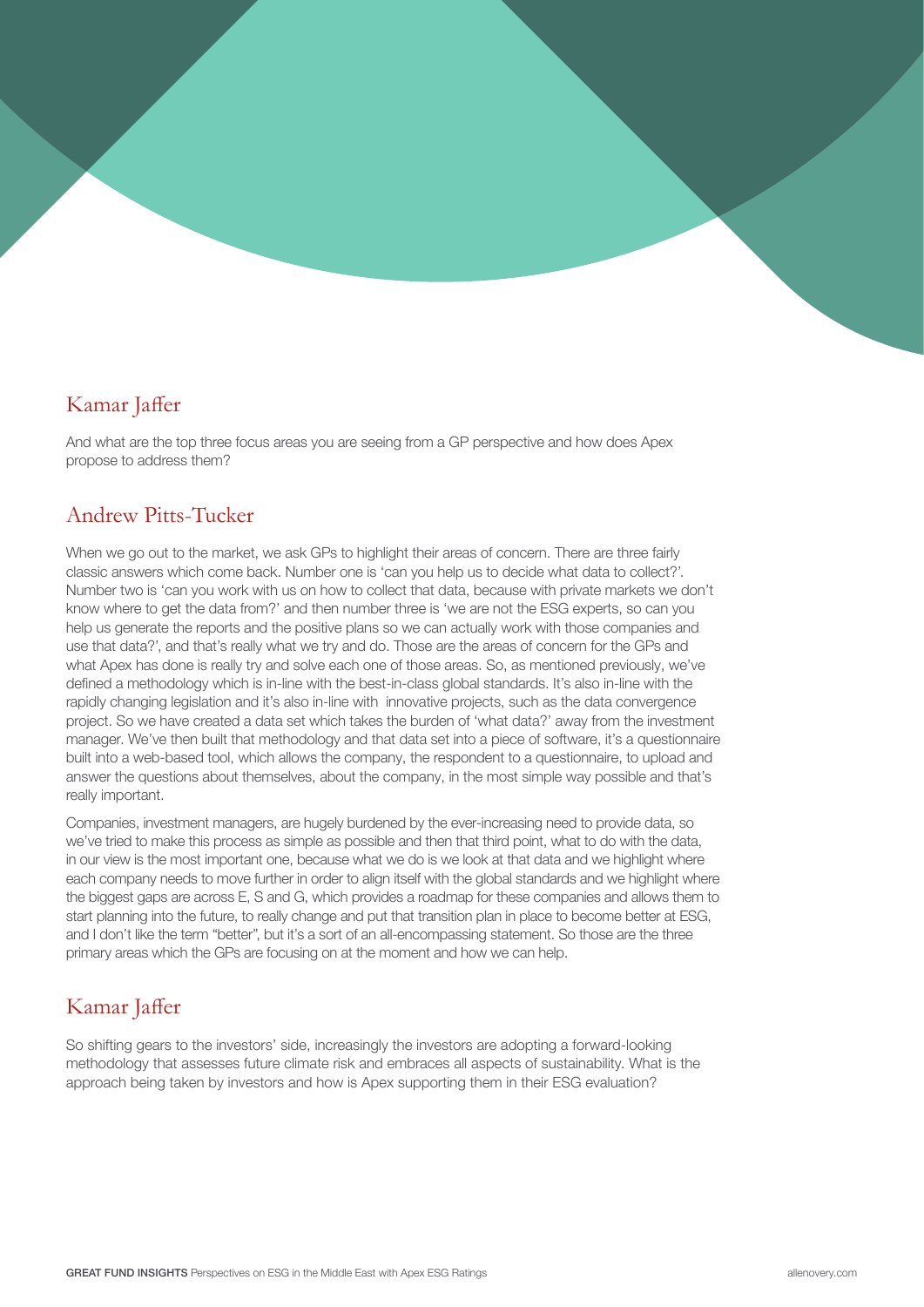## Kamar Jaffer

And what are the top three focus areas you are seeing from a GP perspective and how does Apex propose to address them?

## Andrew Pitts-Tucker

When we go out to the market, we ask GPs to highlight their areas of concern. There are three fairly classic answers which come back. Number one is 'can you help us to decide what data to collect?'. Number two is 'can you work with us on how to collect that data, because with private markets we don't know where to get the data from?' and then number three is 'we are not the ESG experts, so can you help us generate the reports and the positive plans so we can actually work with those companies and use that data?', and that's really what we try and do. Those are the areas of concern for the GPs and what Apex has done is really try and solve each one of those areas. So, as mentioned previously, we've defined a methodology which is in-line with the best-in-class global standards. It's also in-line with the rapidly changing legislation and it's also in-line with innovative projects, such as the data convergence project. So we have created a data set which takes the burden of 'what data?' away from the investment manager. We've then built that methodology and that data set into a piece of software, it's a questionnaire built into a web-based tool, which allows the company, the respondent to a questionnaire, to upload and answer the questions about themselves, about the company, in the most simple way possible and that's really important.

Companies, investment managers, are hugely burdened by the ever-increasing need to provide data, so we've tried to make this process as simple as possible and then that third point, what to do with the data, in our view is the most important one, because what we do is we look at that data and we highlight where each company needs to move further in order to align itself with the global standards and we highlight where the biggest gaps are across E, S and G, which provides a roadmap for these companies and allows them to start planning into the future, to really change and put that transition plan in place to become better at ESG, and I don't like the term "better", but it's a sort of an all-encompassing statement. So those are the three primary areas which the GPs are focusing on at the moment and how we can help.

## Kamar Jaffer

So shifting gears to the investors' side, increasingly the investors are adopting a forward-looking methodology that assesses future climate risk and embraces all aspects of sustainability. What is the approach being taken by investors and how is Apex supporting them in their ESG evaluation?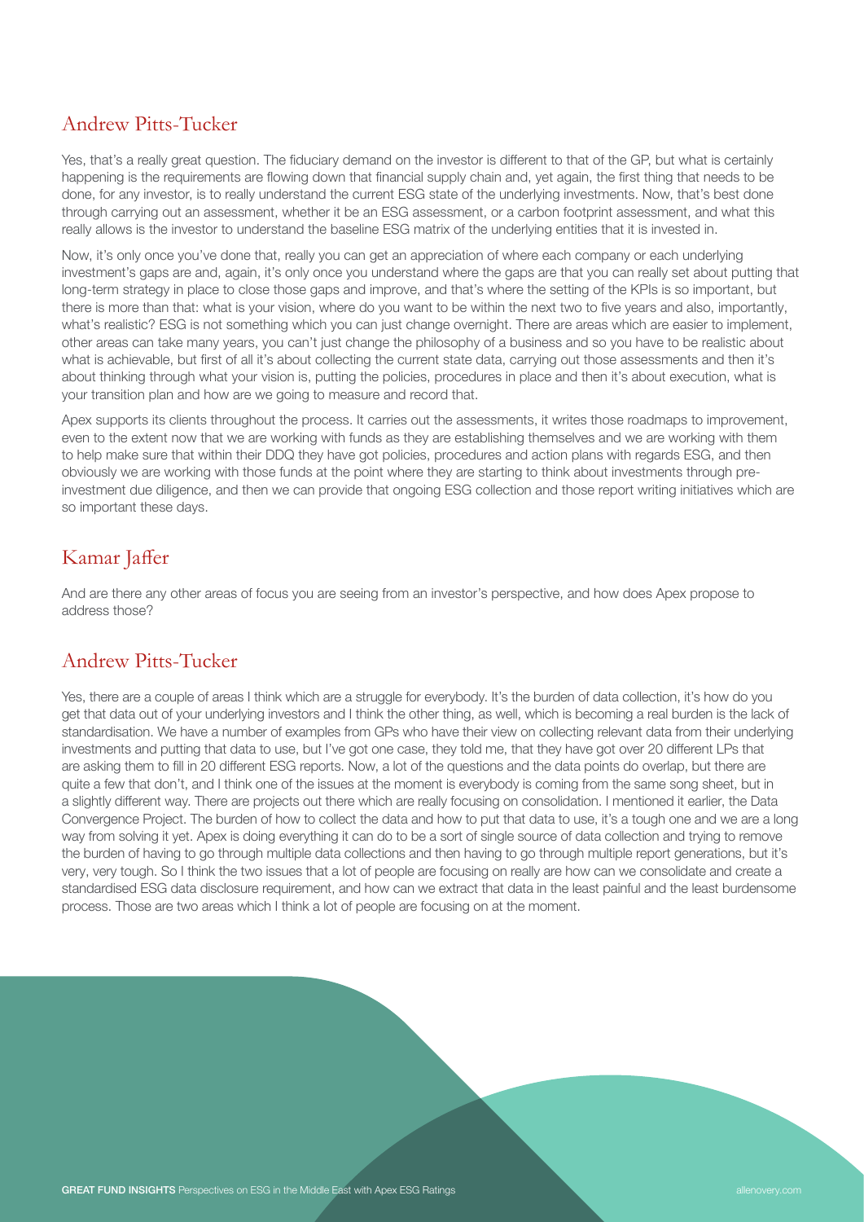## Andrew Pitts-Tucker

Yes, that's a really great question. The fiduciary demand on the investor is different to that of the GP, but what is certainly happening is the requirements are flowing down that financial supply chain and, yet again, the first thing that needs to be done, for any investor, is to really understand the current ESG state of the underlying investments. Now, that's best done through carrying out an assessment, whether it be an ESG assessment, or a carbon footprint assessment, and what this really allows is the investor to understand the baseline ESG matrix of the underlying entities that it is invested in.

Now, it's only once you've done that, really you can get an appreciation of where each company or each underlying investment's gaps are and, again, it's only once you understand where the gaps are that you can really set about putting that long-term strategy in place to close those gaps and improve, and that's where the setting of the KPIs is so important, but there is more than that: what is your vision, where do you want to be within the next two to five years and also, importantly, what's realistic? ESG is not something which you can just change overnight. There are areas which are easier to implement, other areas can take many years, you can't just change the philosophy of a business and so you have to be realistic about what is achievable, but first of all it's about collecting the current state data, carrying out those assessments and then it's about thinking through what your vision is, putting the policies, procedures in place and then it's about execution, what is your transition plan and how are we going to measure and record that.

Apex supports its clients throughout the process. It carries out the assessments, it writes those roadmaps to improvement, even to the extent now that we are working with funds as they are establishing themselves and we are working with them to help make sure that within their DDQ they have got policies, procedures and action plans with regards ESG, and then obviously we are working with those funds at the point where they are starting to think about investments through pre-investment due diligence, and then we can provide that ongoing ESG collection and those report writing initiatives which are so important these days.

## Kamar Jaffer

And are there any other areas of focus you are seeing from an investor's perspective, and how does Apex propose to address those?

## Andrew Pitts-Tucker

Yes, there are a couple of areas I think which are a struggle for everybody. It's the burden of data collection, it's how do you get that data out of your underlying investors and I think the other thing, as well, which is becoming a real burden is the lack of standardisation. We have a number of examples from GPs who have their view on collecting relevant data from their underlying investments and putting that data to use, but I've got one case, they told me, that they have got over 20 different LPs that are asking them to fill in 20 different ESG reports. Now, a lot of the questions and the data points do overlap, but there are quite a few that don't, and I think one of the issues at the moment is everybody is coming from the same song sheet, but in a slightly different way. There are projects out there which are really focusing on consolidation. I mentioned it earlier, the Data Convergence Project. The burden of how to collect the data and how to put that data to use, it's a tough one and we are a long way from solving it yet. Apex is doing everything it can do to be a sort of single source of data collection and trying to remove the burden of having to go through multiple data collections and then having to go through multiple report generations, but it's very, very tough. So I think the two issues that a lot of people are focusing on really are how can we consolidate and create a standardised ESG data disclosure requirement, and how can we extract that data in the least painful and the least burdensome process. Those are two areas which I think a lot of people are focusing on at the moment.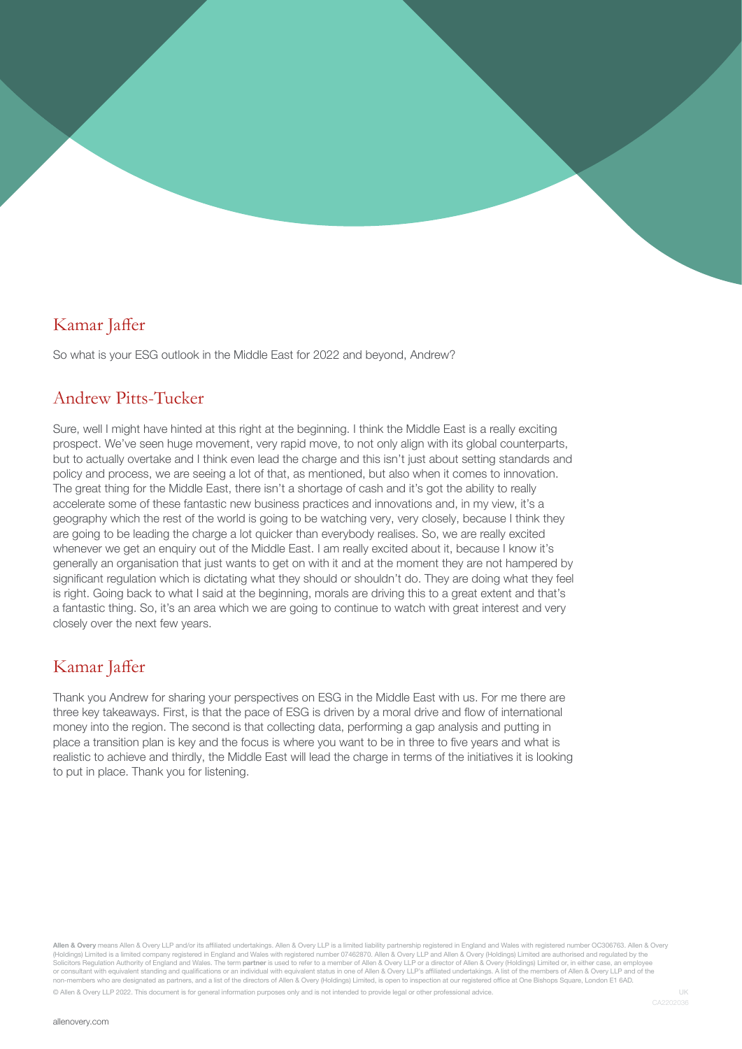## Kamar Jaffer

So what is your ESG outlook in the Middle East for 2022 and beyond, Andrew?

## Andrew Pitts-Tucker

Sure, well I might have hinted at this right at the beginning. I think the Middle East is a really exciting prospect. We've seen huge movement, very rapid move, to not only align with its global counterparts, but to actually overtake and I think even lead the charge and this isn't just about setting standards and policy and process, we are seeing a lot of that, as mentioned, but also when it comes to innovation. The great thing for the Middle East, there isn't a shortage of cash and it's got the ability to really accelerate some of these fantastic new business practices and innovations and, in my view, it's a geography which the rest of the world is going to be watching very, very closely, because I think they are going to be leading the charge a lot quicker than everybody realises. So, we are really excited whenever we get an enquiry out of the Middle East. I am really excited about it, because I know it's generally an organisation that just wants to get on with it and at the moment they are not hampered by significant regulation which is dictating what they should or shouldn't do. They are doing what they feel is right. Going back to what I said at the beginning, morals are driving this to a great extent and that's a fantastic thing. So, it's an area which we are going to continue to watch with great interest and very closely over the next few years.

## Kamar Jaffer

Thank you Andrew for sharing your perspectives on ESG in the Middle East with us. For me there are three key takeaways. First, is that the pace of ESG is driven by a moral drive and flow of international money into the region. The second is that collecting data, performing a gap analysis and putting in place a transition plan is key and the focus is where you want to be in three to five years and what is realistic to achieve and thirdly, the Middle East will lead the charge in terms of the initiatives it is looking to put in place. Thank you for listening.

**Allen & Overy** means Allen & Overy LLP and/or its affiliated undertakings. Allen & Overy LLP is a limited liability partnership registered in England and Wales with registered number OC306763. Allen & Overy (Holdings) Limited is a limited company registered in England and Wales with registered number 07462870. Allen & Overy LLP and Allen & Overy (Holdings) Limited are authorised and regulated by the Solicitors Regulation Authority of England and Wales. The term **partner** is used to refer to a member of Allen & Overy LLP or a director of Allen & Overy (Holdings) Limited or, in either case, an employee or consultant with equivalent standing and qualifications or an individual with equivalent status in one of Allen & Overy LLP's affiliated undertakings. A list of the members of Allen & Overy LLP and of the non-members who are designated as partners, and a list of the directors of Allen & Overy (Holdings) Limited, is open to inspection at our registered office at One Bishops Square, London E1 6AD.

© Allen & Overy LLP 2022. This document is for general information purposes only and is not intended to provide legal or other professional advice.

UK
CA2202036

allenovery.com